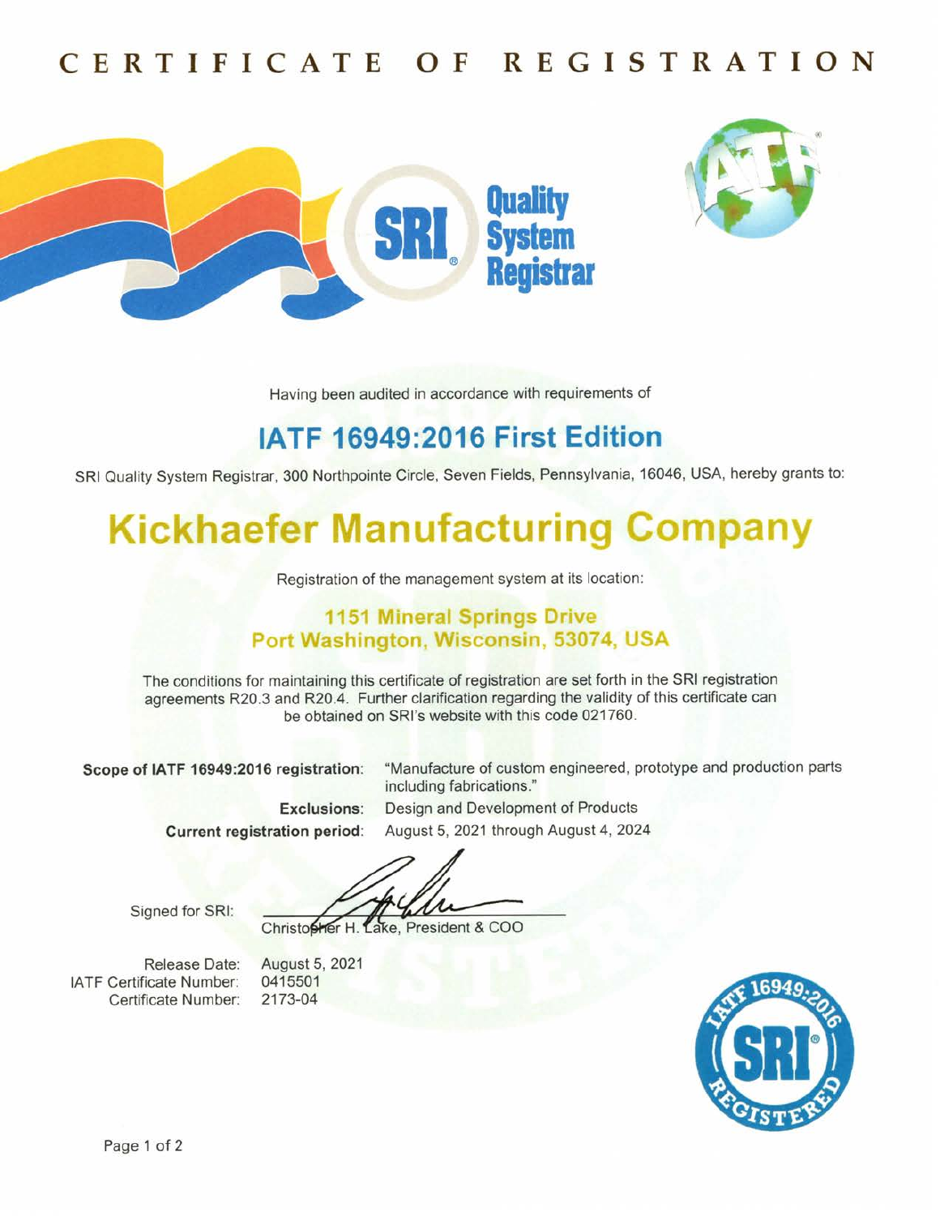# CERTIFICATE OF REGISTRATION

SRI Quality System Registrar

Having been audited in accordance with requirements of

## IATF 16949:2016 First Edition

SRI Quality System Registrar, 300 Northpointe Circle, Seven Fields, Pennsylvania, 16046, USA, hereby grants to:

# Kickhaefer Manufacturing Company

Registration of the management system at its location:

### 1151 Mineral Springs Drive
### Port Washington, Wisconsin, 53074, USA

The conditions for maintaining this certificate of registration are set forth in the SRI registration agreements R20.3 and R20.4. Further clarification regarding the validity of this certificate can be obtained on SRI's website with this code 021760.

**Scope of IATF 16949:2016 registration:** "Manufacture of custom engineered, prototype and production parts including fabrications."

**Exclusions:** Design and Development of Products

**Current registration period:** August 5, 2021 through August 4, 2024

Signed for SRI:

Christopher H. Lake, President & COO

Release Date: August 5, 2021
IATF Certificate Number: 0415501
Certificate Number: 2173-04

IATF 16949:2016 SRI REGISTERED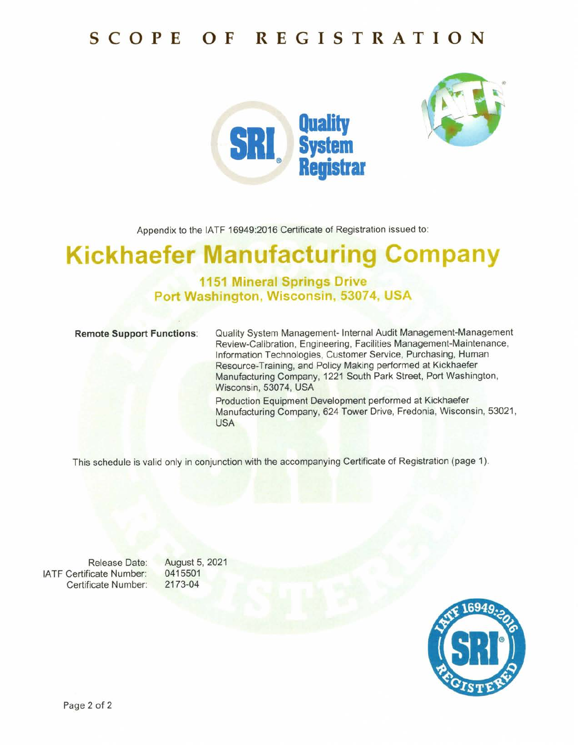# SCOPE OF REGISTRATION

Quality System Registrar

Appendix to the IATF 16949:2016 Certificate of Registration issued to:

## Kickhaefer Manufacturing Company

### 1151 Mineral Springs Drive
### Port Washington, Wisconsin, 53074, USA

**Remote Support Functions**: Quality System Management- Internal Audit Management-Management Review-Calibration, Engineering, Facilities Management-Maintenance, Information Technologies, Customer Service, Purchasing, Human Resource-Training, and Policy Making performed at Kickhaefer Manufacturing Company, 1221 South Park Street, Port Washington, Wisconsin, 53074, USA

Production Equipment Development performed at Kickhaefer Manufacturing Company, 624 Tower Drive, Fredonia, Wisconsin, 53021, USA

This schedule is valid only in conjunction with the accompanying Certificate of Registration (page 1).

Release Date: August 5, 2021
IATF Certificate Number: 0415501
Certificate Number: 2173-04